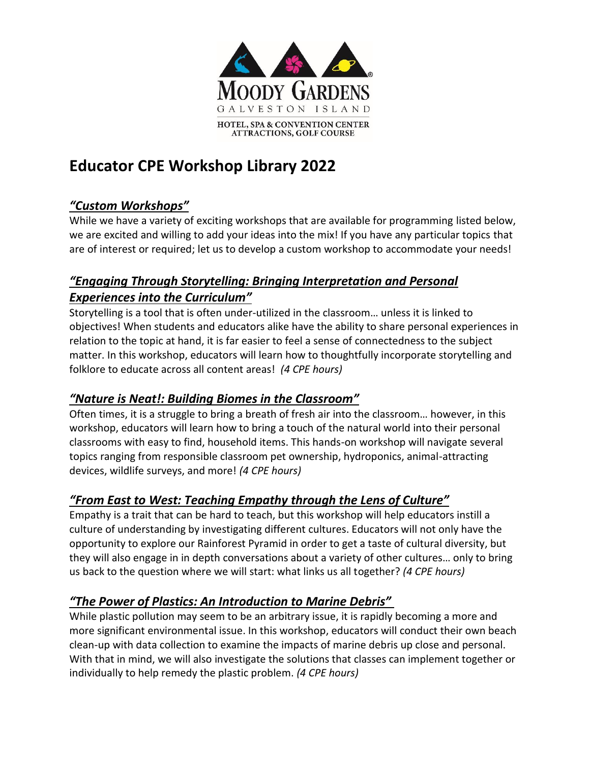# Educator CPE Workshop Library 2022

## ***"Custom Workshops"***

While we have a variety of exciting workshops that are available for programming listed below, we are excited and willing to add your ideas into the mix! If you have any particular topics that are of interest or required; let us to develop a custom workshop to accommodate your needs!

## ***"Engaging Through Storytelling: Bringing Interpretation and Personal Experiences into the Curriculum"***

Storytelling is a tool that is often under-utilized in the classroom… unless it is linked to objectives! When students and educators alike have the ability to share personal experiences in relation to the topic at hand, it is far easier to feel a sense of connectedness to the subject matter. In this workshop, educators will learn how to thoughtfully incorporate storytelling and folklore to educate across all content areas! *(4 CPE hours)*

## ***"Nature is Neat!: Building Biomes in the Classroom"***

Often times, it is a struggle to bring a breath of fresh air into the classroom… however, in this workshop, educators will learn how to bring a touch of the natural world into their personal classrooms with easy to find, household items. This hands-on workshop will navigate several topics ranging from responsible classroom pet ownership, hydroponics, animal-attracting devices, wildlife surveys, and more! *(4 CPE hours)*

## ***"From East to West: Teaching Empathy through the Lens of Culture"***

Empathy is a trait that can be hard to teach, but this workshop will help educators instill a culture of understanding by investigating different cultures. Educators will not only have the opportunity to explore our Rainforest Pyramid in order to get a taste of cultural diversity, but they will also engage in in depth conversations about a variety of other cultures… only to bring us back to the question where we will start: what links us all together? *(4 CPE hours)*

## ***"The Power of Plastics: An Introduction to Marine Debris"***

While plastic pollution may seem to be an arbitrary issue, it is rapidly becoming a more and more significant environmental issue. In this workshop, educators will conduct their own beach clean-up with data collection to examine the impacts of marine debris up close and personal. With that in mind, we will also investigate the solutions that classes can implement together or individually to help remedy the plastic problem. *(4 CPE hours)*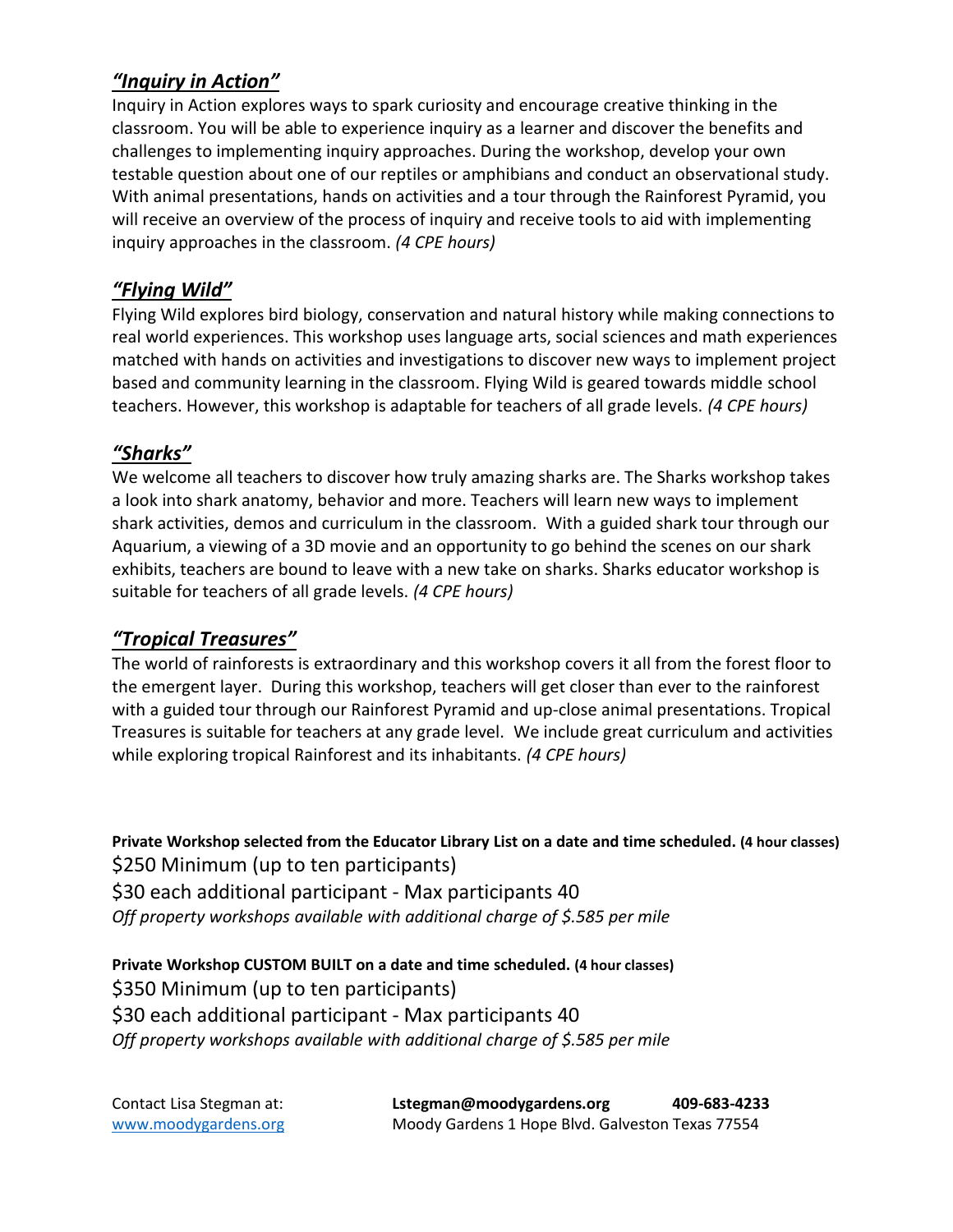## *"Inquiry in Action"*

Inquiry in Action explores ways to spark curiosity and encourage creative thinking in the classroom. You will be able to experience inquiry as a learner and discover the benefits and challenges to implementing inquiry approaches. During the workshop, develop your own testable question about one of our reptiles or amphibians and conduct an observational study. With animal presentations, hands on activities and a tour through the Rainforest Pyramid, you will receive an overview of the process of inquiry and receive tools to aid with implementing inquiry approaches in the classroom. *(4 CPE hours)*

## *"Flying Wild"*

Flying Wild explores bird biology, conservation and natural history while making connections to real world experiences. This workshop uses language arts, social sciences and math experiences matched with hands on activities and investigations to discover new ways to implement project based and community learning in the classroom. Flying Wild is geared towards middle school teachers. However, this workshop is adaptable for teachers of all grade levels. *(4 CPE hours)*

## *"Sharks"*

We welcome all teachers to discover how truly amazing sharks are. The Sharks workshop takes a look into shark anatomy, behavior and more. Teachers will learn new ways to implement shark activities, demos and curriculum in the classroom. With a guided shark tour through our Aquarium, a viewing of a 3D movie and an opportunity to go behind the scenes on our shark exhibits, teachers are bound to leave with a new take on sharks. Sharks educator workshop is suitable for teachers of all grade levels. *(4 CPE hours)*

## *"Tropical Treasures"*

The world of rainforests is extraordinary and this workshop covers it all from the forest floor to the emergent layer. During this workshop, teachers will get closer than ever to the rainforest with a guided tour through our Rainforest Pyramid and up-close animal presentations. Tropical Treasures is suitable for teachers at any grade level. We include great curriculum and activities while exploring tropical Rainforest and its inhabitants. *(4 CPE hours)*

**Private Workshop selected from the Educator Library List on a date and time scheduled. (4 hour classes)**

$250 Minimum (up to ten participants)

$30 each additional participant - Max participants 40

*Off property workshops available with additional charge of $.585 per mile*

**Private Workshop CUSTOM BUILT on a date and time scheduled. (4 hour classes)**

$350 Minimum (up to ten participants)

$30 each additional participant - Max participants 40

*Off property workshops available with additional charge of $.585 per mile*

Contact Lisa Stegman at: **Lstegman@moodygardens.org** **409-683-4233**

www.moodygardens.org Moody Gardens 1 Hope Blvd. Galveston Texas 77554